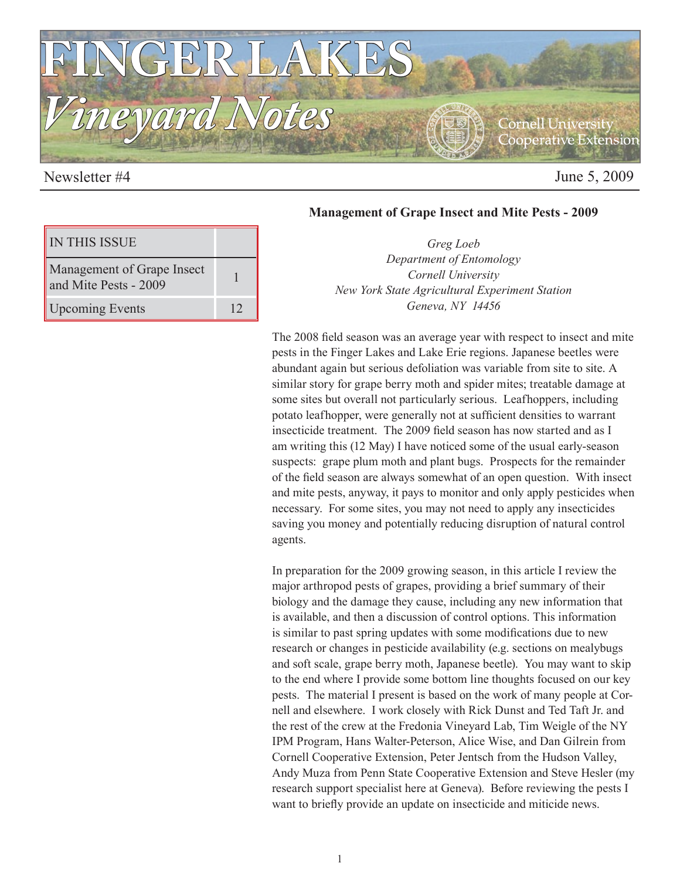# FINGER LAKES *Vineyard Notes*

Cornell University Cooperative Extension

Newsletter #4 June 5, 2009

| IN THIS ISSUE | |
|---|---|
| Management of Grape Insect and Mite Pests - 2009 | 1 |
| Upcoming Events | 12 |

## Management of Grape Insect and Mite Pests - 2009

*Greg Loeb*
*Department of Entomology*
*Cornell University*
*New York State Agricultural Experiment Station*
*Geneva, NY 14456*

The 2008 field season was an average year with respect to insect and mite pests in the Finger Lakes and Lake Erie regions. Japanese beetles were abundant again but serious defoliation was variable from site to site. A similar story for grape berry moth and spider mites; treatable damage at some sites but overall not particularly serious. Leafhoppers, including potato leafhopper, were generally not at sufficient densities to warrant insecticide treatment. The 2009 field season has now started and as I am writing this (12 May) I have noticed some of the usual early-season suspects: grape plum moth and plant bugs. Prospects for the remainder of the field season are always somewhat of an open question. With insect and mite pests, anyway, it pays to monitor and only apply pesticides when necessary. For some sites, you may not need to apply any insecticides saving you money and potentially reducing disruption of natural control agents.

In preparation for the 2009 growing season, in this article I review the major arthropod pests of grapes, providing a brief summary of their biology and the damage they cause, including any new information that is available, and then a discussion of control options. This information is similar to past spring updates with some modifications due to new research or changes in pesticide availability (e.g. sections on mealybugs and soft scale, grape berry moth, Japanese beetle). You may want to skip to the end where I provide some bottom line thoughts focused on our key pests. The material I present is based on the work of many people at Cornell and elsewhere. I work closely with Rick Dunst and Ted Taft Jr. and the rest of the crew at the Fredonia Vineyard Lab, Tim Weigle of the NY IPM Program, Hans Walter-Peterson, Alice Wise, and Dan Gilrein from Cornell Cooperative Extension, Peter Jentsch from the Hudson Valley, Andy Muza from Penn State Cooperative Extension and Steve Hesler (my research support specialist here at Geneva). Before reviewing the pests I want to briefly provide an update on insecticide and miticide news.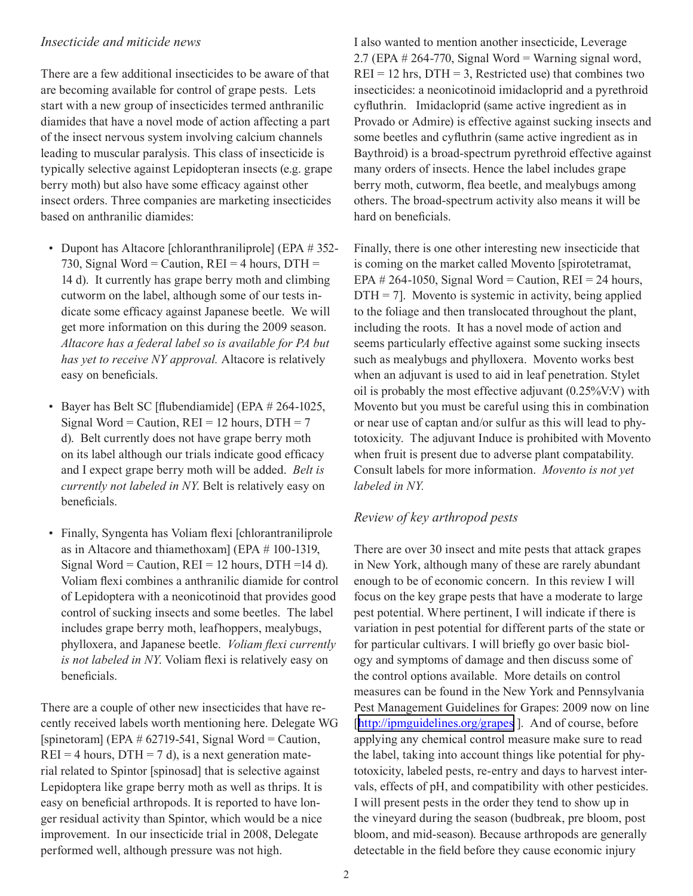*Insecticide and miticide news*

There are a few additional insecticides to be aware of that are becoming available for control of grape pests. Lets start with a new group of insecticides termed anthranilic diamides that have a novel mode of action affecting a part of the insect nervous system involving calcium channels leading to muscular paralysis. This class of insecticide is typically selective against Lepidopteran insects (e.g. grape berry moth) but also have some efficacy against other insect orders. Three companies are marketing insecticides based on anthranilic diamides:

- Dupont has Altacore [chloranthraniliprole] (EPA # 352-730, Signal Word = Caution, REI = 4 hours, DTH = 14 d). It currently has grape berry moth and climbing cutworm on the label, although some of our tests indicate some efficacy against Japanese beetle. We will get more information on this during the 2009 season. *Altacore has a federal label so is available for PA but has yet to receive NY approval.* Altacore is relatively easy on beneficials.
- Bayer has Belt SC [flubendiamide] (EPA # 264-1025, Signal Word = Caution, REI = 12 hours, DTH = 7 d). Belt currently does not have grape berry moth on its label although our trials indicate good efficacy and I expect grape berry moth will be added. *Belt is currently not labeled in NY.* Belt is relatively easy on beneficials.
- Finally, Syngenta has Voliam flexi [chlorantraniliprole as in Altacore and thiamethoxam] (EPA # 100-1319, Signal Word = Caution, REI = 12 hours, DTH =14 d). Voliam flexi combines a anthranilic diamide for control of Lepidoptera with a neonicotinoid that provides good control of sucking insects and some beetles. The label includes grape berry moth, leafhoppers, mealybugs, phylloxera, and Japanese beetle. *Voliam flexi currently is not labeled in NY.* Voliam flexi is relatively easy on beneficials.

There are a couple of other new insecticides that have recently received labels worth mentioning here. Delegate WG [spinetoram] (EPA # 62719-541, Signal Word = Caution, REI = 4 hours, DTH = 7 d), is a next generation material related to Spintor [spinosad] that is selective against Lepidoptera like grape berry moth as well as thrips. It is easy on beneficial arthropods. It is reported to have longer residual activity than Spintor, which would be a nice improvement. In our insecticide trial in 2008, Delegate performed well, although pressure was not high.

I also wanted to mention another insecticide, Leverage 2.7 (EPA # 264-770, Signal Word = Warning signal word, REI = 12 hrs, DTH = 3, Restricted use) that combines two insecticides: a neonicotinoid imidacloprid and a pyrethroid cyfluthrin. Imidacloprid (same active ingredient as in Provado or Admire) is effective against sucking insects and some beetles and cyfluthrin (same active ingredient as in Baythroid) is a broad-spectrum pyrethroid effective against many orders of insects. Hence the label includes grape berry moth, cutworm, flea beetle, and mealybugs among others. The broad-spectrum activity also means it will be hard on beneficials.

Finally, there is one other interesting new insecticide that is coming on the market called Movento [spirotetramat, EPA # 264-1050, Signal Word = Caution, REI = 24 hours, DTH = 7]. Movento is systemic in activity, being applied to the foliage and then translocated throughout the plant, including the roots. It has a novel mode of action and seems particularly effective against some sucking insects such as mealybugs and phylloxera. Movento works best when an adjuvant is used to aid in leaf penetration. Stylet oil is probably the most effective adjuvant (0.25%V:V) with Movento but you must be careful using this in combination or near use of captan and/or sulfur as this will lead to phytotoxicity. The adjuvant Induce is prohibited with Movento when fruit is present due to adverse plant compatability. Consult labels for more information. *Movento is not yet labeled in NY.*

*Review of key arthropod pests*

There are over 30 insect and mite pests that attack grapes in New York, although many of these are rarely abundant enough to be of economic concern. In this review I will focus on the key grape pests that have a moderate to large pest potential. Where pertinent, I will indicate if there is variation in pest potential for different parts of the state or for particular cultivars. I will briefly go over basic biology and symptoms of damage and then discuss some of the control options available. More details on control measures can be found in the New York and Pennsylvania Pest Management Guidelines for Grapes: 2009 now on line [http://ipmguidelines.org/grapes ]. And of course, before applying any chemical control measure make sure to read the label, taking into account things like potential for phytotoxicity, labeled pests, re-entry and days to harvest intervals, effects of pH, and compatibility with other pesticides. I will present pests in the order they tend to show up in the vineyard during the season (budbreak, pre bloom, post bloom, and mid-season). Because arthropods are generally detectable in the field before they cause economic injury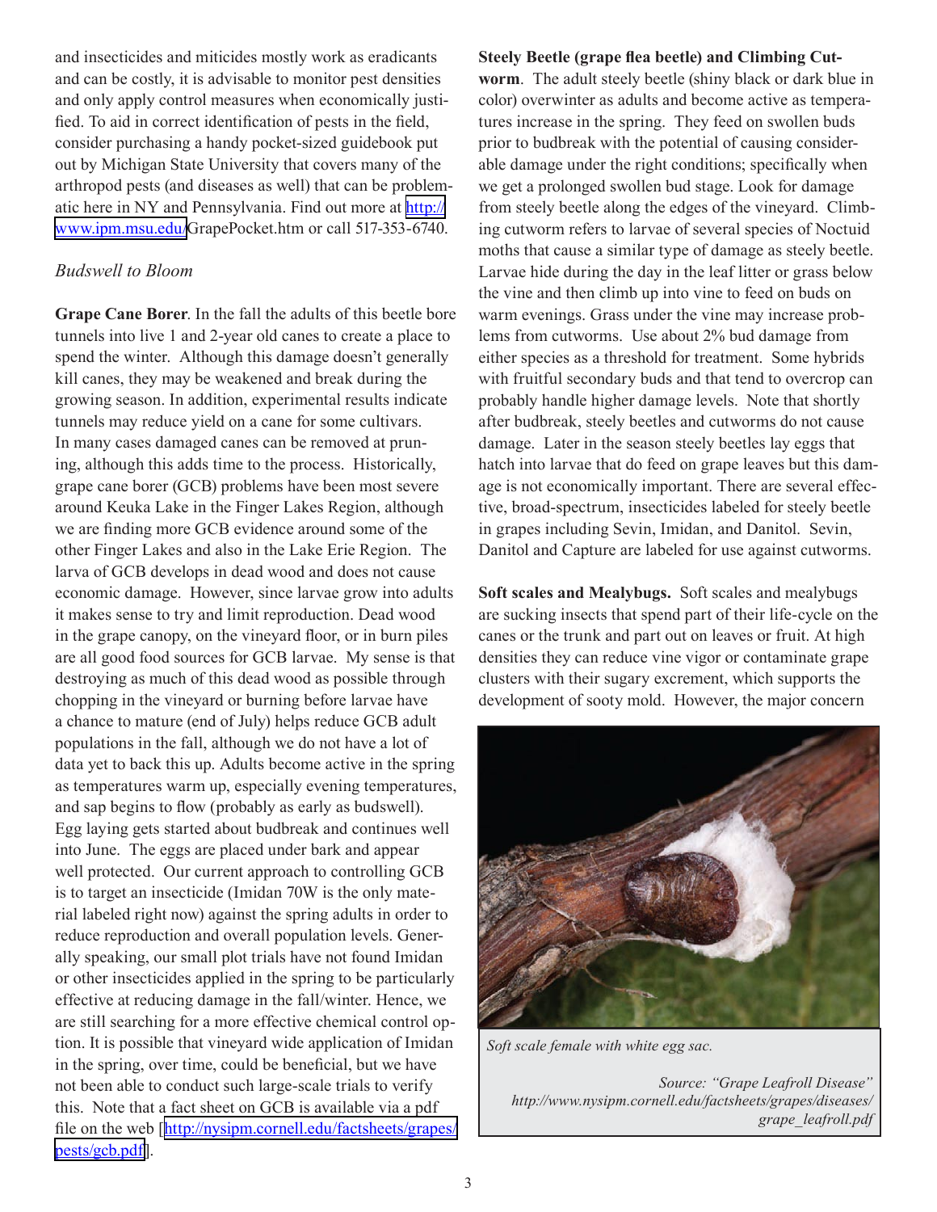and insecticides and miticides mostly work as eradicants and can be costly, it is advisable to monitor pest densities and only apply control measures when economically justified. To aid in correct identification of pests in the field, consider purchasing a handy pocket-sized guidebook put out by Michigan State University that covers many of the arthropod pests (and diseases as well) that can be problematic here in NY and Pennsylvania. Find out more at http://www.ipm.msu.edu/GrapePocket.htm or call 517-353-6740.

*Budswell to Bloom*

**Grape Cane Borer**. In the fall the adults of this beetle bore tunnels into live 1 and 2-year old canes to create a place to spend the winter. Although this damage doesn't generally kill canes, they may be weakened and break during the growing season. In addition, experimental results indicate tunnels may reduce yield on a cane for some cultivars. In many cases damaged canes can be removed at pruning, although this adds time to the process. Historically, grape cane borer (GCB) problems have been most severe around Keuka Lake in the Finger Lakes Region, although we are finding more GCB evidence around some of the other Finger Lakes and also in the Lake Erie Region. The larva of GCB develops in dead wood and does not cause economic damage. However, since larvae grow into adults it makes sense to try and limit reproduction. Dead wood in the grape canopy, on the vineyard floor, or in burn piles are all good food sources for GCB larvae. My sense is that destroying as much of this dead wood as possible through chopping in the vineyard or burning before larvae have a chance to mature (end of July) helps reduce GCB adult populations in the fall, although we do not have a lot of data yet to back this up. Adults become active in the spring as temperatures warm up, especially evening temperatures, and sap begins to flow (probably as early as budswell). Egg laying gets started about budbreak and continues well into June. The eggs are placed under bark and appear well protected. Our current approach to controlling GCB is to target an insecticide (Imidan 70W is the only material labeled right now) against the spring adults in order to reduce reproduction and overall population levels. Generally speaking, our small plot trials have not found Imidan or other insecticides applied in the spring to be particularly effective at reducing damage in the fall/winter. Hence, we are still searching for a more effective chemical control option. It is possible that vineyard wide application of Imidan in the spring, over time, could be beneficial, but we have not been able to conduct such large-scale trials to verify this. Note that a fact sheet on GCB is available via a pdf file on the web [http://nysipm.cornell.edu/factsheets/grapes/pests/gcb.pdf].

**Steely Beetle (grape flea beetle) and Climbing Cutworm**. The adult steely beetle (shiny black or dark blue in color) overwinter as adults and become active as temperatures increase in the spring. They feed on swollen buds prior to budbreak with the potential of causing considerable damage under the right conditions; specifically when we get a prolonged swollen bud stage. Look for damage from steely beetle along the edges of the vineyard. Climbing cutworm refers to larvae of several species of Noctuid moths that cause a similar type of damage as steely beetle. Larvae hide during the day in the leaf litter or grass below the vine and then climb up into vine to feed on buds on warm evenings. Grass under the vine may increase problems from cutworms. Use about 2% bud damage from either species as a threshold for treatment. Some hybrids with fruitful secondary buds and that tend to overcrop can probably handle higher damage levels. Note that shortly after budbreak, steely beetles and cutworms do not cause damage. Later in the season steely beetles lay eggs that hatch into larvae that do feed on grape leaves but this damage is not economically important. There are several effective, broad-spectrum, insecticides labeled for steely beetle in grapes including Sevin, Imidan, and Danitol. Sevin, Danitol and Capture are labeled for use against cutworms.

**Soft scales and Mealybugs.** Soft scales and mealybugs are sucking insects that spend part of their life-cycle on the canes or the trunk and part out on leaves or fruit. At high densities they can reduce vine vigor or contaminate grape clusters with their sugary excrement, which supports the development of sooty mold. However, the major concern

*Soft scale female with white egg sac.*

*Source: "Grape Leafroll Disease" http://www.nysipm.cornell.edu/factsheets/grapes/diseases/grape_leafroll.pdf*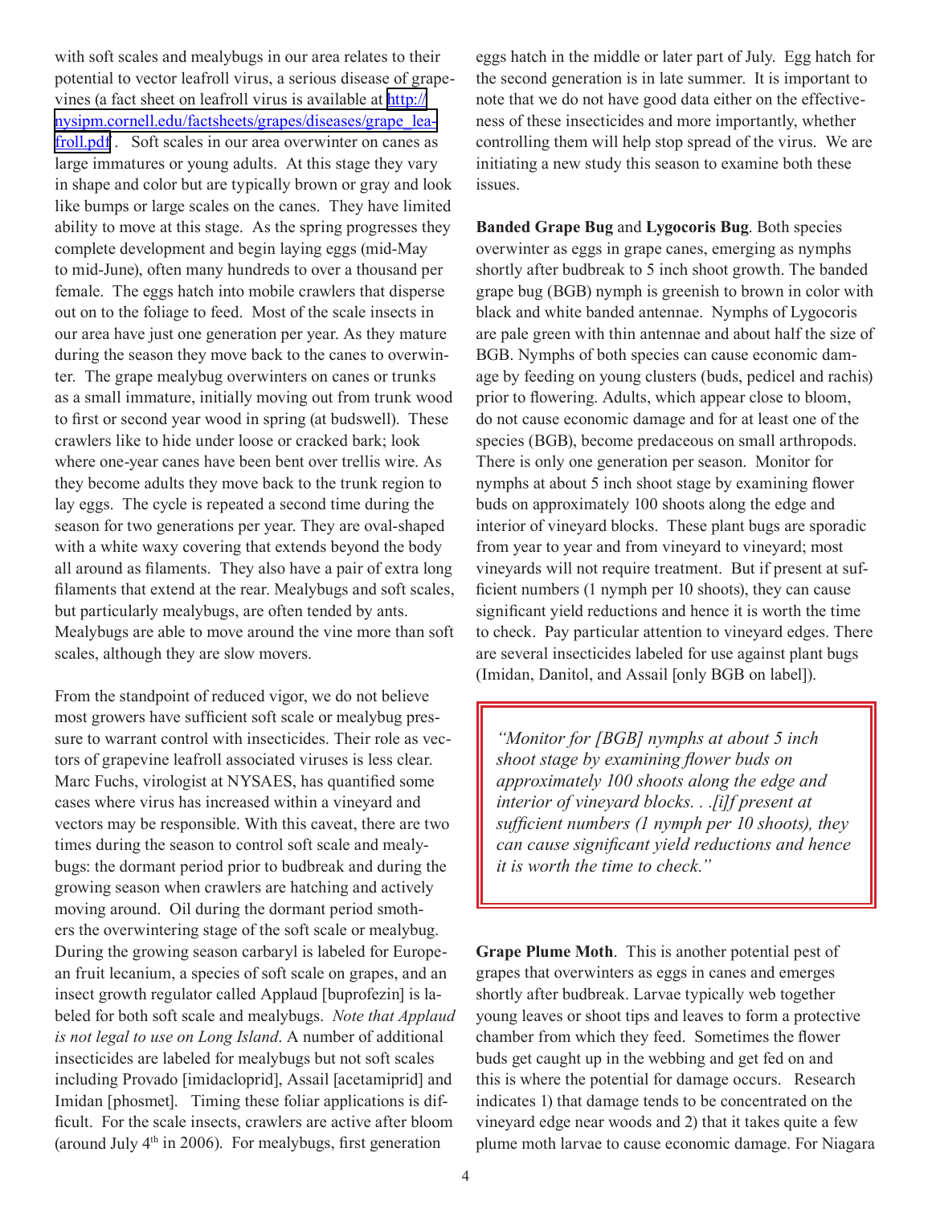with soft scales and mealybugs in our area relates to their potential to vector leafroll virus, a serious disease of grapevines (a fact sheet on leafroll virus is available at http://nysipm.cornell.edu/factsheets/grapes/diseases/grape_leafroll.pdf . Soft scales in our area overwinter on canes as large immatures or young adults. At this stage they vary in shape and color but are typically brown or gray and look like bumps or large scales on the canes. They have limited ability to move at this stage. As the spring progresses they complete development and begin laying eggs (mid-May to mid-June), often many hundreds to over a thousand per female. The eggs hatch into mobile crawlers that disperse out on to the foliage to feed. Most of the scale insects in our area have just one generation per year. As they mature during the season they move back to the canes to overwinter. The grape mealybug overwinters on canes or trunks as a small immature, initially moving out from trunk wood to first or second year wood in spring (at budswell). These crawlers like to hide under loose or cracked bark; look where one-year canes have been bent over trellis wire. As they become adults they move back to the trunk region to lay eggs. The cycle is repeated a second time during the season for two generations per year. They are oval-shaped with a white waxy covering that extends beyond the body all around as filaments. They also have a pair of extra long filaments that extend at the rear. Mealybugs and soft scales, but particularly mealybugs, are often tended by ants. Mealybugs are able to move around the vine more than soft scales, although they are slow movers.

From the standpoint of reduced vigor, we do not believe most growers have sufficient soft scale or mealybug pressure to warrant control with insecticides. Their role as vectors of grapevine leafroll associated viruses is less clear. Marc Fuchs, virologist at NYSAES, has quantified some cases where virus has increased within a vineyard and vectors may be responsible. With this caveat, there are two times during the season to control soft scale and mealybugs: the dormant period prior to budbreak and during the growing season when crawlers are hatching and actively moving around. Oil during the dormant period smothers the overwintering stage of the soft scale or mealybug. During the growing season carbaryl is labeled for European fruit lecanium, a species of soft scale on grapes, and an insect growth regulator called Applaud [buprofezin] is labeled for both soft scale and mealybugs. *Note that Applaud is not legal to use on Long Island*. A number of additional insecticides are labeled for mealybugs but not soft scales including Provado [imidacloprid], Assail [acetamiprid] and Imidan [phosmet]. Timing these foliar applications is difficult. For the scale insects, crawlers are active after bloom (around July 4th in 2006). For mealybugs, first generation eggs hatch in the middle or later part of July. Egg hatch for the second generation is in late summer. It is important to note that we do not have good data either on the effectiveness of these insecticides and more importantly, whether controlling them will help stop spread of the virus. We are initiating a new study this season to examine both these issues.

**Banded Grape Bug** and **Lygocoris Bug**. Both species overwinter as eggs in grape canes, emerging as nymphs shortly after budbreak to 5 inch shoot growth. The banded grape bug (BGB) nymph is greenish to brown in color with black and white banded antennae. Nymphs of Lygocoris are pale green with thin antennae and about half the size of BGB. Nymphs of both species can cause economic damage by feeding on young clusters (buds, pedicel and rachis) prior to flowering. Adults, which appear close to bloom, do not cause economic damage and for at least one of the species (BGB), become predaceous on small arthropods. There is only one generation per season. Monitor for nymphs at about 5 inch shoot stage by examining flower buds on approximately 100 shoots along the edge and interior of vineyard blocks. These plant bugs are sporadic from year to year and from vineyard to vineyard; most vineyards will not require treatment. But if present at sufficient numbers (1 nymph per 10 shoots), they can cause significant yield reductions and hence it is worth the time to check. Pay particular attention to vineyard edges. There are several insecticides labeled for use against plant bugs (Imidan, Danitol, and Assail [only BGB on label]).

> *"Monitor for [BGB] nymphs at about 5 inch shoot stage by examining flower buds on approximately 100 shoots along the edge and interior of vineyard blocks. . .[i]f present at sufficient numbers (1 nymph per 10 shoots), they can cause significant yield reductions and hence it is worth the time to check."*

**Grape Plume Moth**. This is another potential pest of grapes that overwinters as eggs in canes and emerges shortly after budbreak. Larvae typically web together young leaves or shoot tips and leaves to form a protective chamber from which they feed. Sometimes the flower buds get caught up in the webbing and get fed on and this is where the potential for damage occurs. Research indicates 1) that damage tends to be concentrated on the vineyard edge near woods and 2) that it takes quite a few plume moth larvae to cause economic damage. For Niagara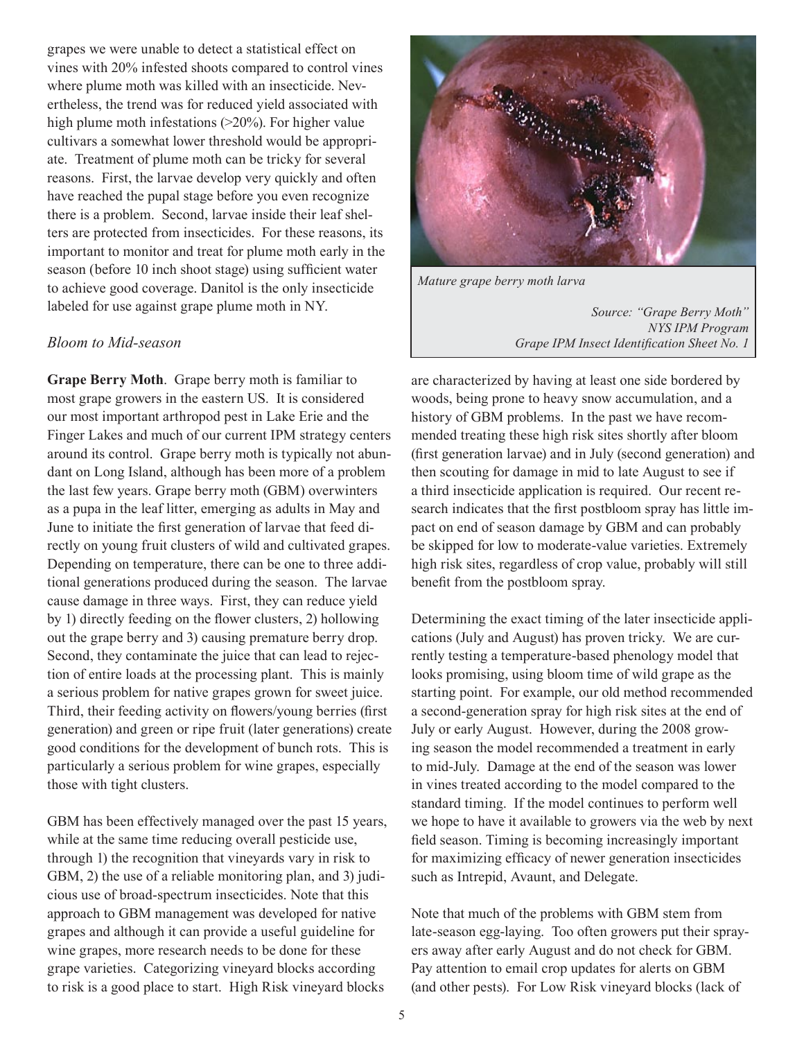grapes we were unable to detect a statistical effect on vines with 20% infested shoots compared to control vines where plume moth was killed with an insecticide. Nevertheless, the trend was for reduced yield associated with high plume moth infestations (>20%). For higher value cultivars a somewhat lower threshold would be appropriate. Treatment of plume moth can be tricky for several reasons. First, the larvae develop very quickly and often have reached the pupal stage before you even recognize there is a problem. Second, larvae inside their leaf shelters are protected from insecticides. For these reasons, its important to monitor and treat for plume moth early in the season (before 10 inch shoot stage) using sufficient water to achieve good coverage. Danitol is the only insecticide labeled for use against grape plume moth in NY.

### *Bloom to Mid-season*

**Grape Berry Moth**. Grape berry moth is familiar to most grape growers in the eastern US. It is considered our most important arthropod pest in Lake Erie and the Finger Lakes and much of our current IPM strategy centers around its control. Grape berry moth is typically not abundant on Long Island, although has been more of a problem the last few years. Grape berry moth (GBM) overwinters as a pupa in the leaf litter, emerging as adults in May and June to initiate the first generation of larvae that feed directly on young fruit clusters of wild and cultivated grapes. Depending on temperature, there can be one to three additional generations produced during the season. The larvae cause damage in three ways. First, they can reduce yield by 1) directly feeding on the flower clusters, 2) hollowing out the grape berry and 3) causing premature berry drop. Second, they contaminate the juice that can lead to rejection of entire loads at the processing plant. This is mainly a serious problem for native grapes grown for sweet juice. Third, their feeding activity on flowers/young berries (first generation) and green or ripe fruit (later generations) create good conditions for the development of bunch rots. This is particularly a serious problem for wine grapes, especially those with tight clusters.

GBM has been effectively managed over the past 15 years, while at the same time reducing overall pesticide use, through 1) the recognition that vineyards vary in risk to GBM, 2) the use of a reliable monitoring plan, and 3) judicious use of broad-spectrum insecticides. Note that this approach to GBM management was developed for native grapes and although it can provide a useful guideline for wine grapes, more research needs to be done for these grape varieties. Categorizing vineyard blocks according to risk is a good place to start. High Risk vineyard blocks are characterized by having at least one side bordered by woods, being prone to heavy snow accumulation, and a history of GBM problems. In the past we have recommended treating these high risk sites shortly after bloom (first generation larvae) and in July (second generation) and then scouting for damage in mid to late August to see if a third insecticide application is required. Our recent research indicates that the first postbloom spray has little impact on end of season damage by GBM and can probably be skipped for low to moderate-value varieties. Extremely high risk sites, regardless of crop value, probably will still benefit from the postbloom spray.

*Mature grape berry moth larva*

*Source: "Grape Berry Moth" NYS IPM Program Grape IPM Insect Identification Sheet No. 1*

Determining the exact timing of the later insecticide applications (July and August) has proven tricky. We are currently testing a temperature-based phenology model that looks promising, using bloom time of wild grape as the starting point. For example, our old method recommended a second-generation spray for high risk sites at the end of July or early August. However, during the 2008 growing season the model recommended a treatment in early to mid-July. Damage at the end of the season was lower in vines treated according to the model compared to the standard timing. If the model continues to perform well we hope to have it available to growers via the web by next field season. Timing is becoming increasingly important for maximizing efficacy of newer generation insecticides such as Intrepid, Avaunt, and Delegate.

Note that much of the problems with GBM stem from late-season egg-laying. Too often growers put their sprayers away after early August and do not check for GBM. Pay attention to email crop updates for alerts on GBM (and other pests). For Low Risk vineyard blocks (lack of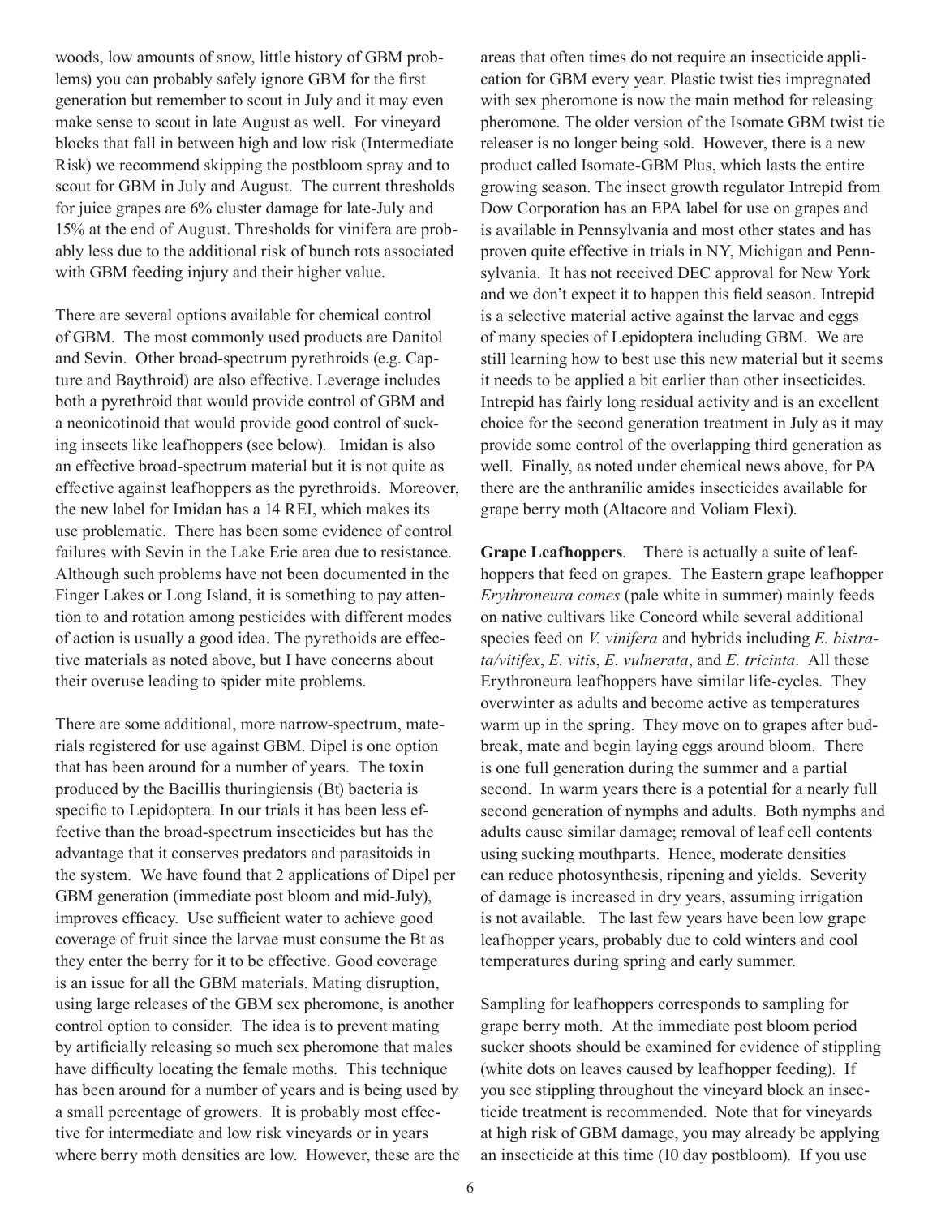woods, low amounts of snow, little history of GBM problems) you can probably safely ignore GBM for the first generation but remember to scout in July and it may even make sense to scout in late August as well. For vineyard blocks that fall in between high and low risk (Intermediate Risk) we recommend skipping the postbloom spray and to scout for GBM in July and August. The current thresholds for juice grapes are 6% cluster damage for late-July and 15% at the end of August. Thresholds for vinifera are probably less due to the additional risk of bunch rots associated with GBM feeding injury and their higher value.

There are several options available for chemical control of GBM. The most commonly used products are Danitol and Sevin. Other broad-spectrum pyrethroids (e.g. Capture and Baythroid) are also effective. Leverage includes both a pyrethroid that would provide control of GBM and a neonicotinoid that would provide good control of sucking insects like leafhoppers (see below). Imidan is also an effective broad-spectrum material but it is not quite as effective against leafhoppers as the pyrethroids. Moreover, the new label for Imidan has a 14 REI, which makes its use problematic. There has been some evidence of control failures with Sevin in the Lake Erie area due to resistance. Although such problems have not been documented in the Finger Lakes or Long Island, it is something to pay attention to and rotation among pesticides with different modes of action is usually a good idea. The pyrethoids are effective materials as noted above, but I have concerns about their overuse leading to spider mite problems.

There are some additional, more narrow-spectrum, materials registered for use against GBM. Dipel is one option that has been around for a number of years. The toxin produced by the Bacillis thuringiensis (Bt) bacteria is specific to Lepidoptera. In our trials it has been less effective than the broad-spectrum insecticides but has the advantage that it conserves predators and parasitoids in the system. We have found that 2 applications of Dipel per GBM generation (immediate post bloom and mid-July), improves efficacy. Use sufficient water to achieve good coverage of fruit since the larvae must consume the Bt as they enter the berry for it to be effective. Good coverage is an issue for all the GBM materials. Mating disruption, using large releases of the GBM sex pheromone, is another control option to consider. The idea is to prevent mating by artificially releasing so much sex pheromone that males have difficulty locating the female moths. This technique has been around for a number of years and is being used by a small percentage of growers. It is probably most effective for intermediate and low risk vineyards or in years where berry moth densities are low. However, these are the areas that often times do not require an insecticide application for GBM every year. Plastic twist ties impregnated with sex pheromone is now the main method for releasing pheromone. The older version of the Isomate GBM twist tie releaser is no longer being sold. However, there is a new product called Isomate-GBM Plus, which lasts the entire growing season. The insect growth regulator Intrepid from Dow Corporation has an EPA label for use on grapes and is available in Pennsylvania and most other states and has proven quite effective in trials in NY, Michigan and Pennsylvania. It has not received DEC approval for New York and we don't expect it to happen this field season. Intrepid is a selective material active against the larvae and eggs of many species of Lepidoptera including GBM. We are still learning how to best use this new material but it seems it needs to be applied a bit earlier than other insecticides. Intrepid has fairly long residual activity and is an excellent choice for the second generation treatment in July as it may provide some control of the overlapping third generation as well. Finally, as noted under chemical news above, for PA there are the anthranilic amides insecticides available for grape berry moth (Altacore and Voliam Flexi).

**Grape Leafhoppers**. There is actually a suite of leafhoppers that feed on grapes. The Eastern grape leafhopper *Erythroneura comes* (pale white in summer) mainly feeds on native cultivars like Concord while several additional species feed on *V. vinifera* and hybrids including *E. bistrata/vitifex*, *E. vitis*, *E. vulnerata*, and *E. tricinta*. All these Erythroneura leafhoppers have similar life-cycles. They overwinter as adults and become active as temperatures warm up in the spring. They move on to grapes after budbreak, mate and begin laying eggs around bloom. There is one full generation during the summer and a partial second. In warm years there is a potential for a nearly full second generation of nymphs and adults. Both nymphs and adults cause similar damage; removal of leaf cell contents using sucking mouthparts. Hence, moderate densities can reduce photosynthesis, ripening and yields. Severity of damage is increased in dry years, assuming irrigation is not available. The last few years have been low grape leafhopper years, probably due to cold winters and cool temperatures during spring and early summer.

Sampling for leafhoppers corresponds to sampling for grape berry moth. At the immediate post bloom period sucker shoots should be examined for evidence of stippling (white dots on leaves caused by leafhopper feeding). If you see stippling throughout the vineyard block an insecticide treatment is recommended. Note that for vineyards at high risk of GBM damage, you may already be applying an insecticide at this time (10 day postbloom). If you use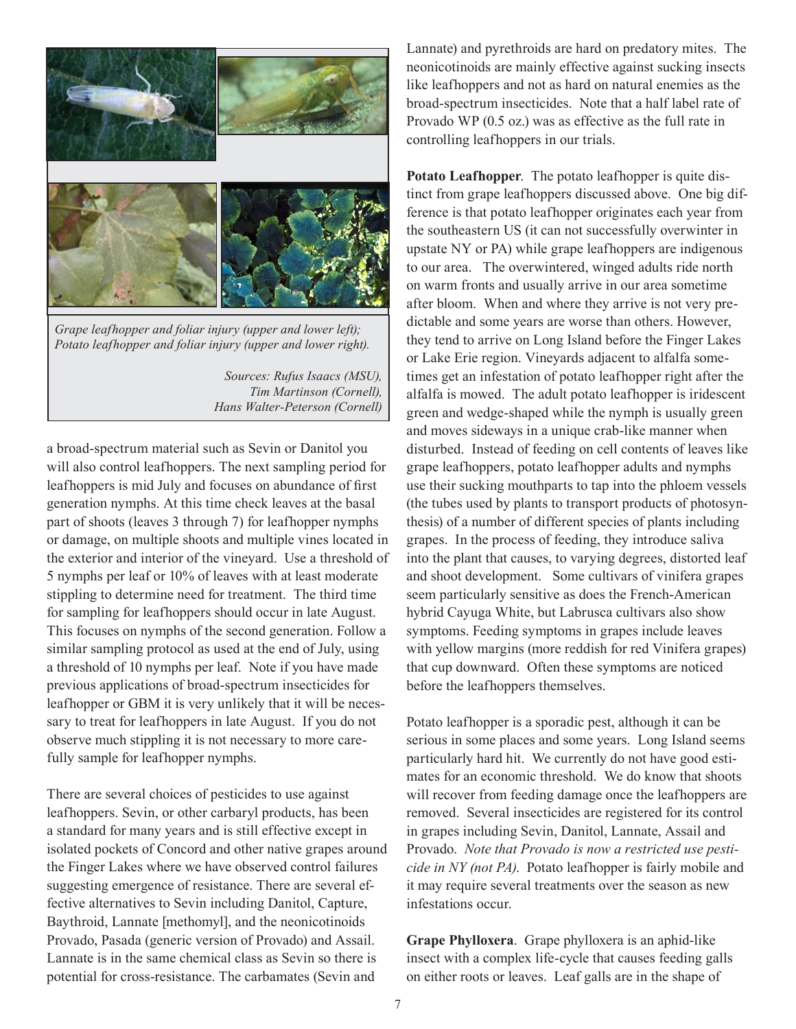*Grape leafhopper and foliar injury (upper and lower left); Potato leafhopper and foliar injury (upper and lower right).*

*Sources: Rufus Isaacs (MSU), Tim Martinson (Cornell), Hans Walter-Peterson (Cornell)*

a broad-spectrum material such as Sevin or Danitol you will also control leafhoppers. The next sampling period for leafhoppers is mid July and focuses on abundance of first generation nymphs. At this time check leaves at the basal part of shoots (leaves 3 through 7) for leafhopper nymphs or damage, on multiple shoots and multiple vines located in the exterior and interior of the vineyard. Use a threshold of 5 nymphs per leaf or 10% of leaves with at least moderate stippling to determine need for treatment. The third time for sampling for leafhoppers should occur in late August. This focuses on nymphs of the second generation. Follow a similar sampling protocol as used at the end of July, using a threshold of 10 nymphs per leaf. Note if you have made previous applications of broad-spectrum insecticides for leafhopper or GBM it is very unlikely that it will be necessary to treat for leafhoppers in late August. If you do not observe much stippling it is not necessary to more carefully sample for leafhopper nymphs.

There are several choices of pesticides to use against leafhoppers. Sevin, or other carbaryl products, has been a standard for many years and is still effective except in isolated pockets of Concord and other native grapes around the Finger Lakes where we have observed control failures suggesting emergence of resistance. There are several effective alternatives to Sevin including Danitol, Capture, Baythroid, Lannate [methomyl], and the neonicotinoids Provado, Pasada (generic version of Provado) and Assail. Lannate is in the same chemical class as Sevin so there is potential for cross-resistance. The carbamates (Sevin and Lannate) and pyrethroids are hard on predatory mites. The neonicotinoids are mainly effective against sucking insects like leafhoppers and not as hard on natural enemies as the broad-spectrum insecticides. Note that a half label rate of Provado WP (0.5 oz.) was as effective as the full rate in controlling leafhoppers in our trials.

**Potato Leafhopper**. The potato leafhopper is quite distinct from grape leafhoppers discussed above. One big difference is that potato leafhopper originates each year from the southeastern US (it can not successfully overwinter in upstate NY or PA) while grape leafhoppers are indigenous to our area. The overwintered, winged adults ride north on warm fronts and usually arrive in our area sometime after bloom. When and where they arrive is not very predictable and some years are worse than others. However, they tend to arrive on Long Island before the Finger Lakes or Lake Erie region. Vineyards adjacent to alfalfa sometimes get an infestation of potato leafhopper right after the alfalfa is mowed. The adult potato leafhopper is iridescent green and wedge-shaped while the nymph is usually green and moves sideways in a unique crab-like manner when disturbed. Instead of feeding on cell contents of leaves like grape leafhoppers, potato leafhopper adults and nymphs use their sucking mouthparts to tap into the phloem vessels (the tubes used by plants to transport products of photosynthesis) of a number of different species of plants including grapes. In the process of feeding, they introduce saliva into the plant that causes, to varying degrees, distorted leaf and shoot development. Some cultivars of vinifera grapes seem particularly sensitive as does the French-American hybrid Cayuga White, but Labrusca cultivars also show symptoms. Feeding symptoms in grapes include leaves with yellow margins (more reddish for red Vinifera grapes) that cup downward. Often these symptoms are noticed before the leafhoppers themselves.

Potato leafhopper is a sporadic pest, although it can be serious in some places and some years. Long Island seems particularly hard hit. We currently do not have good estimates for an economic threshold. We do know that shoots will recover from feeding damage once the leafhoppers are removed. Several insecticides are registered for its control in grapes including Sevin, Danitol, Lannate, Assail and Provado. *Note that Provado is now a restricted use pesticide in NY (not PA).* Potato leafhopper is fairly mobile and it may require several treatments over the season as new infestations occur.

**Grape Phylloxera**. Grape phylloxera is an aphid-like insect with a complex life-cycle that causes feeding galls on either roots or leaves. Leaf galls are in the shape of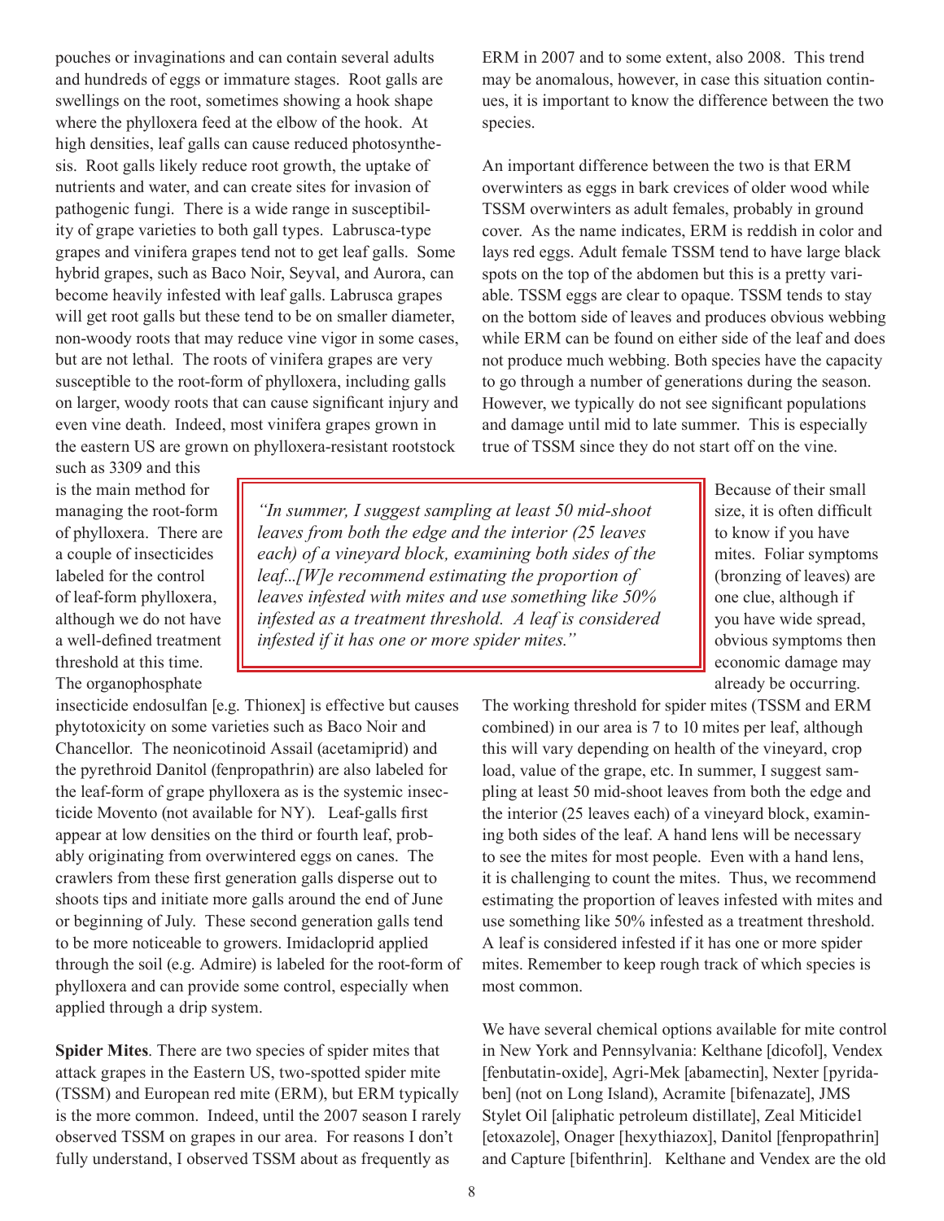pouches or invaginations and can contain several adults and hundreds of eggs or immature stages. Root galls are swellings on the root, sometimes showing a hook shape where the phylloxera feed at the elbow of the hook. At high densities, leaf galls can cause reduced photosynthesis. Root galls likely reduce root growth, the uptake of nutrients and water, and can create sites for invasion of pathogenic fungi. There is a wide range in susceptibility of grape varieties to both gall types. Labrusca-type grapes and vinifera grapes tend not to get leaf galls. Some hybrid grapes, such as Baco Noir, Seyval, and Aurora, can become heavily infested with leaf galls. Labrusca grapes will get root galls but these tend to be on smaller diameter, non-woody roots that may reduce vine vigor in some cases, but are not lethal. The roots of vinifera grapes are very susceptible to the root-form of phylloxera, including galls on larger, woody roots that can cause significant injury and even vine death. Indeed, most vinifera grapes grown in the eastern US are grown on phylloxera-resistant rootstock such as 3309 and this is the main method for managing the root-form of phylloxera. There are a couple of insecticides labeled for the control of leaf-form phylloxera, although we do not have a well-defined treatment threshold at this time. The organophosphate insecticide endosulfan [e.g. Thionex] is effective but causes phytotoxicity on some varieties such as Baco Noir and Chancellor. The neonicotinoid Assail (acetamiprid) and the pyrethroid Danitol (fenpropathrin) are also labeled for the leaf-form of grape phylloxera as is the systemic insecticide Movento (not available for NY). Leaf-galls first appear at low densities on the third or fourth leaf, probably originating from overwintered eggs on canes. The crawlers from these first generation galls disperse out to shoots tips and initiate more galls around the end of June or beginning of July. These second generation galls tend to be more noticeable to growers. Imidacloprid applied through the soil (e.g. Admire) is labeled for the root-form of phylloxera and can provide some control, especially when applied through a drip system.

**Spider Mites**. There are two species of spider mites that attack grapes in the Eastern US, two-spotted spider mite (TSSM) and European red mite (ERM), but ERM typically is the more common. Indeed, until the 2007 season I rarely observed TSSM on grapes in our area. For reasons I don't fully understand, I observed TSSM about as frequently as ERM in 2007 and to some extent, also 2008. This trend may be anomalous, however, in case this situation continues, it is important to know the difference between the two species.

An important difference between the two is that ERM overwinters as eggs in bark crevices of older wood while TSSM overwinters as adult females, probably in ground cover. As the name indicates, ERM is reddish in color and lays red eggs. Adult female TSSM tend to have large black spots on the top of the abdomen but this is a pretty variable. TSSM eggs are clear to opaque. TSSM tends to stay on the bottom side of leaves and produces obvious webbing while ERM can be found on either side of the leaf and does not produce much webbing. Both species have the capacity to go through a number of generations during the season. However, we typically do not see significant populations and damage until mid to late summer. This is especially true of TSSM since they do not start off on the vine.

> *"In summer, I suggest sampling at least 50 mid-shoot leaves from both the edge and the interior (25 leaves each) of a vineyard block, examining both sides of the leaf...[W]e recommend estimating the proportion of leaves infested with mites and use something like 50% infested as a treatment threshold. A leaf is considered infested if it has one or more spider mites."*

Because of their small size, it is often difficult to know if you have mites. Foliar symptoms (bronzing of leaves) are one clue, although if you have wide spread, obvious symptoms then economic damage may already be occurring. The working threshold for spider mites (TSSM and ERM combined) in our area is 7 to 10 mites per leaf, although this will vary depending on health of the vineyard, crop load, value of the grape, etc. In summer, I suggest sampling at least 50 mid-shoot leaves from both the edge and the interior (25 leaves each) of a vineyard block, examining both sides of the leaf. A hand lens will be necessary to see the mites for most people. Even with a hand lens, it is challenging to count the mites. Thus, we recommend estimating the proportion of leaves infested with mites and use something like 50% infested as a treatment threshold. A leaf is considered infested if it has one or more spider mites. Remember to keep rough track of which species is most common.

We have several chemical options available for mite control in New York and Pennsylvania: Kelthane [dicofol], Vendex [fenbutatin-oxide], Agri-Mek [abamectin], Nexter [pyridaben] (not on Long Island), Acramite [bifenazate], JMS Stylet Oil [aliphatic petroleum distillate], Zeal Miticide1 [etoxazole], Onager [hexythiazox], Danitol [fenpropathrin] and Capture [bifenthrin]. Kelthane and Vendex are the old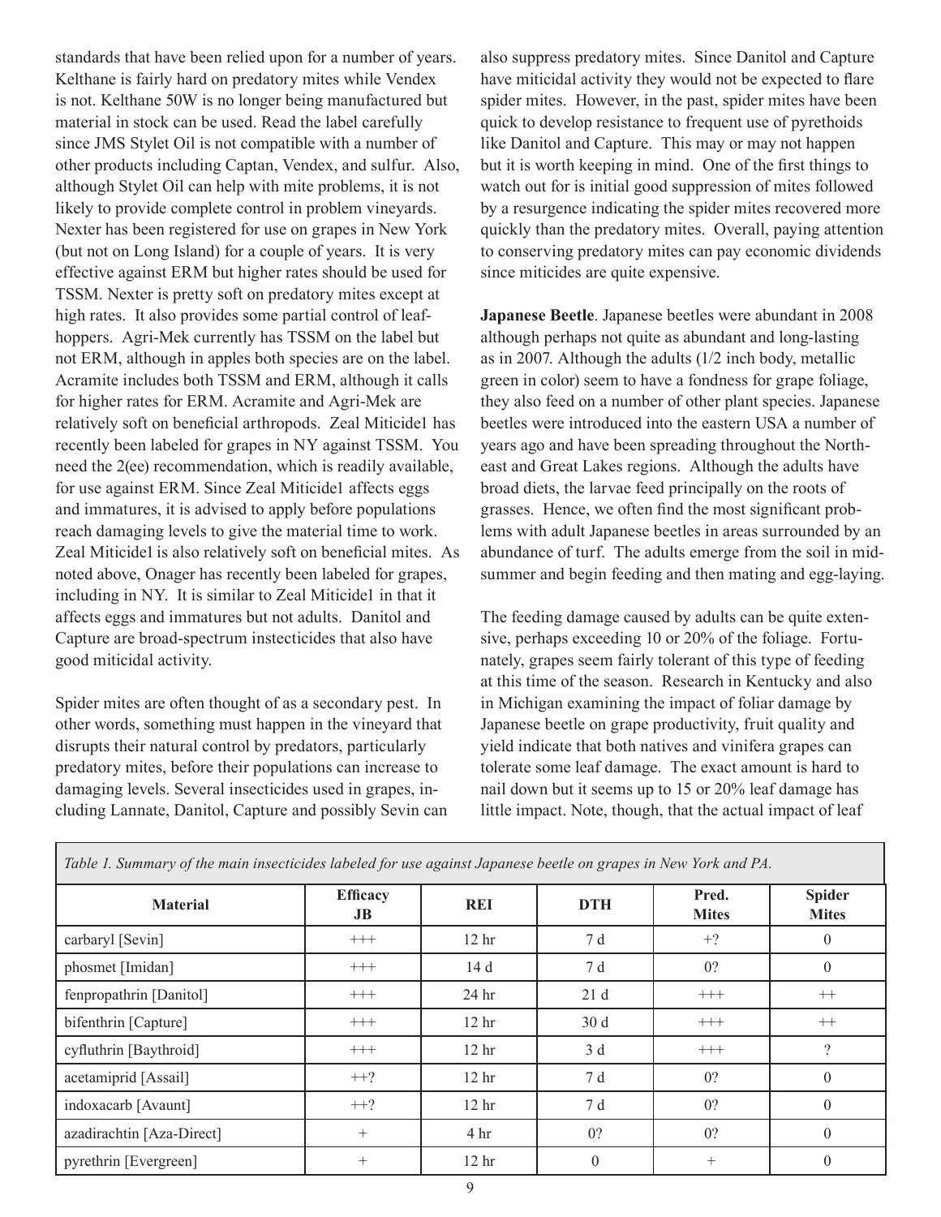standards that have been relied upon for a number of years. Kelthane is fairly hard on predatory mites while Vendex is not. Kelthane 50W is no longer being manufactured but material in stock can be used. Read the label carefully since JMS Stylet Oil is not compatible with a number of other products including Captan, Vendex, and sulfur. Also, although Stylet Oil can help with mite problems, it is not likely to provide complete control in problem vineyards. Nexter has been registered for use on grapes in New York (but not on Long Island) for a couple of years. It is very effective against ERM but higher rates should be used for TSSM. Nexter is pretty soft on predatory mites except at high rates. It also provides some partial control of leafhoppers. Agri-Mek currently has TSSM on the label but not ERM, although in apples both species are on the label. Acramite includes both TSSM and ERM, although it calls for higher rates for ERM. Acramite and Agri-Mek are relatively soft on beneficial arthropods. Zeal Miticide1 has recently been labeled for grapes in NY against TSSM. You need the 2(ee) recommendation, which is readily available, for use against ERM. Since Zeal Miticide1 affects eggs and immatures, it is advised to apply before populations reach damaging levels to give the material time to work. Zeal Miticide1 is also relatively soft on beneficial mites. As noted above, Onager has recently been labeled for grapes, including in NY. It is similar to Zeal Miticide1 in that it affects eggs and immatures but not adults. Danitol and Capture are broad-spectrum insecticides that also have good miticidal activity.

Spider mites are often thought of as a secondary pest. In other words, something must happen in the vineyard that disrupts their natural control by predators, particularly predatory mites, before their populations can increase to damaging levels. Several insecticides used in grapes, including Lannate, Danitol, Capture and possibly Sevin can also suppress predatory mites. Since Danitol and Capture have miticidal activity they would not be expected to flare spider mites. However, in the past, spider mites have been quick to develop resistance to frequent use of pyrethoids like Danitol and Capture. This may or may not happen but it is worth keeping in mind. One of the first things to watch out for is initial good suppression of mites followed by a resurgence indicating the spider mites recovered more quickly than the predatory mites. Overall, paying attention to conserving predatory mites can pay economic dividends since miticides are quite expensive.

**Japanese Beetle**. Japanese beetles were abundant in 2008 although perhaps not quite as abundant and long-lasting as in 2007. Although the adults (1/2 inch body, metallic green in color) seem to have a fondness for grape foliage, they also feed on a number of other plant species. Japanese beetles were introduced into the eastern USA a number of years ago and have been spreading throughout the Northeast and Great Lakes regions. Although the adults have broad diets, the larvae feed principally on the roots of grasses. Hence, we often find the most significant problems with adult Japanese beetles in areas surrounded by an abundance of turf. The adults emerge from the soil in midsummer and begin feeding and then mating and egg-laying.

The feeding damage caused by adults can be quite extensive, perhaps exceeding 10 or 20% of the foliage. Fortunately, grapes seem fairly tolerant of this type of feeding at this time of the season. Research in Kentucky and also in Michigan examining the impact of foliar damage by Japanese beetle on grape productivity, fruit quality and yield indicate that both natives and vinifera grapes can tolerate some leaf damage. The exact amount is hard to nail down but it seems up to 15 or 20% leaf damage has little impact. Note, though, that the actual impact of leaf

*Table 1. Summary of the main insecticides labeled for use against Japanese beetle on grapes in New York and PA.*

| Material | Efficacy JB | REI | DTH | Pred. Mites | Spider Mites |
|---|---|---|---|---|---|
| carbaryl [Sevin] | +++ | 12 hr | 7 d | +? | 0 |
| phosmet [Imidan] | +++ | 14 d | 7 d | 0? | 0 |
| fenpropathrin [Danitol] | +++ | 24 hr | 21 d | +++ | ++ |
| bifenthrin [Capture] | +++ | 12 hr | 30 d | +++ | ++ |
| cyfluthrin [Baythroid] | +++ | 12 hr | 3 d | +++ | ? |
| acetamiprid [Assail] | ++? | 12 hr | 7 d | 0? | 0 |
| indoxacarb [Avaunt] | ++? | 12 hr | 7 d | 0? | 0 |
| azadirachtin [Aza-Direct] | + | 4 hr | 0? | 0? | 0 |
| pyrethrin [Evergreen] | + | 12 hr | 0 | + | 0 |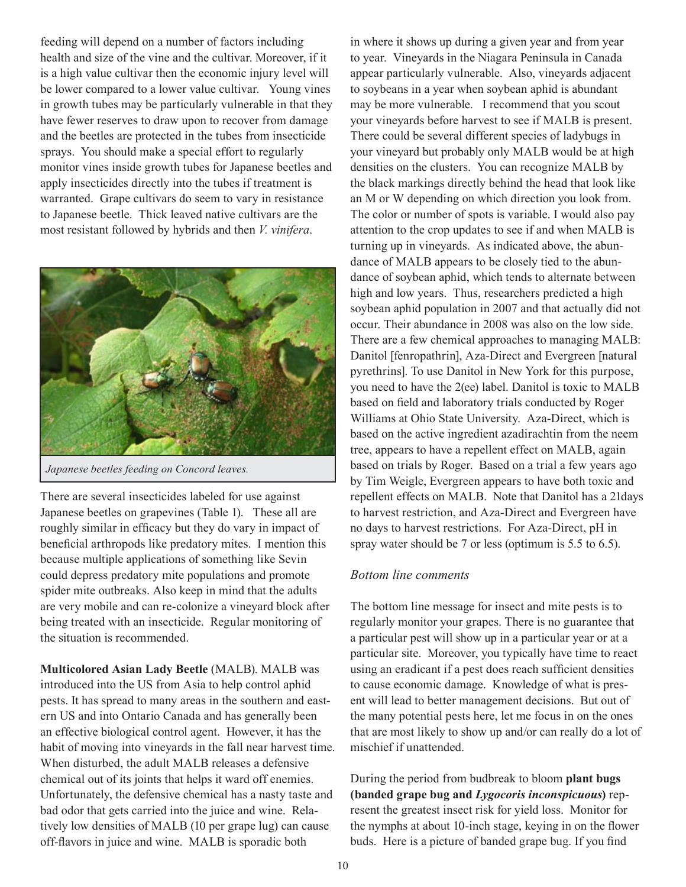feeding will depend on a number of factors including health and size of the vine and the cultivar. Moreover, if it is a high value cultivar then the economic injury level will be lower compared to a lower value cultivar. Young vines in growth tubes may be particularly vulnerable in that they have fewer reserves to draw upon to recover from damage and the beetles are protected in the tubes from insecticide sprays. You should make a special effort to regularly monitor vines inside growth tubes for Japanese beetles and apply insecticides directly into the tubes if treatment is warranted. Grape cultivars do seem to vary in resistance to Japanese beetle. Thick leaved native cultivars are the most resistant followed by hybrids and then *V. vinifera*.

*Japanese beetles feeding on Concord leaves.*

There are several insecticides labeled for use against Japanese beetles on grapevines (Table 1). These all are roughly similar in efficacy but they do vary in impact of beneficial arthropods like predatory mites. I mention this because multiple applications of something like Sevin could depress predatory mite populations and promote spider mite outbreaks. Also keep in mind that the adults are very mobile and can re-colonize a vineyard block after being treated with an insecticide. Regular monitoring of the situation is recommended.

**Multicolored Asian Lady Beetle** (MALB). MALB was introduced into the US from Asia to help control aphid pests. It has spread to many areas in the southern and eastern US and into Ontario Canada and has generally been an effective biological control agent. However, it has the habit of moving into vineyards in the fall near harvest time. When disturbed, the adult MALB releases a defensive chemical out of its joints that helps it ward off enemies. Unfortunately, the defensive chemical has a nasty taste and bad odor that gets carried into the juice and wine. Relatively low densities of MALB (10 per grape lug) can cause off-flavors in juice and wine. MALB is sporadic both in where it shows up during a given year and from year to year. Vineyards in the Niagara Peninsula in Canada appear particularly vulnerable. Also, vineyards adjacent to soybeans in a year when soybean aphid is abundant may be more vulnerable. I recommend that you scout your vineyards before harvest to see if MALB is present. There could be several different species of ladybugs in your vineyard but probably only MALB would be at high densities on the clusters. You can recognize MALB by the black markings directly behind the head that look like an M or W depending on which direction you look from. The color or number of spots is variable. I would also pay attention to the crop updates to see if and when MALB is turning up in vineyards. As indicated above, the abundance of MALB appears to be closely tied to the abundance of soybean aphid, which tends to alternate between high and low years. Thus, researchers predicted a high soybean aphid population in 2007 and that actually did not occur. Their abundance in 2008 was also on the low side. There are a few chemical approaches to managing MALB: Danitol [fenropathrin], Aza-Direct and Evergreen [natural pyrethrins]. To use Danitol in New York for this purpose, you need to have the 2(ee) label. Danitol is toxic to MALB based on field and laboratory trials conducted by Roger Williams at Ohio State University. Aza-Direct, which is based on the active ingredient azadirachtin from the neem tree, appears to have a repellent effect on MALB, again based on trials by Roger. Based on a trial a few years ago by Tim Weigle, Evergreen appears to have both toxic and repellent effects on MALB. Note that Danitol has a 21days to harvest restriction, and Aza-Direct and Evergreen have no days to harvest restrictions. For Aza-Direct, pH in spray water should be 7 or less (optimum is 5.5 to 6.5).

*Bottom line comments*

The bottom line message for insect and mite pests is to regularly monitor your grapes. There is no guarantee that a particular pest will show up in a particular year or at a particular site. Moreover, you typically have time to react using an eradicant if a pest does reach sufficient densities to cause economic damage. Knowledge of what is present will lead to better management decisions. But out of the many potential pests here, let me focus in on the ones that are most likely to show up and/or can really do a lot of mischief if unattended.

During the period from budbreak to bloom **plant bugs (banded grape bug and *Lygocoris inconspicuous*)** represent the greatest insect risk for yield loss. Monitor for the nymphs at about 10-inch stage, keying in on the flower buds. Here is a picture of banded grape bug. If you find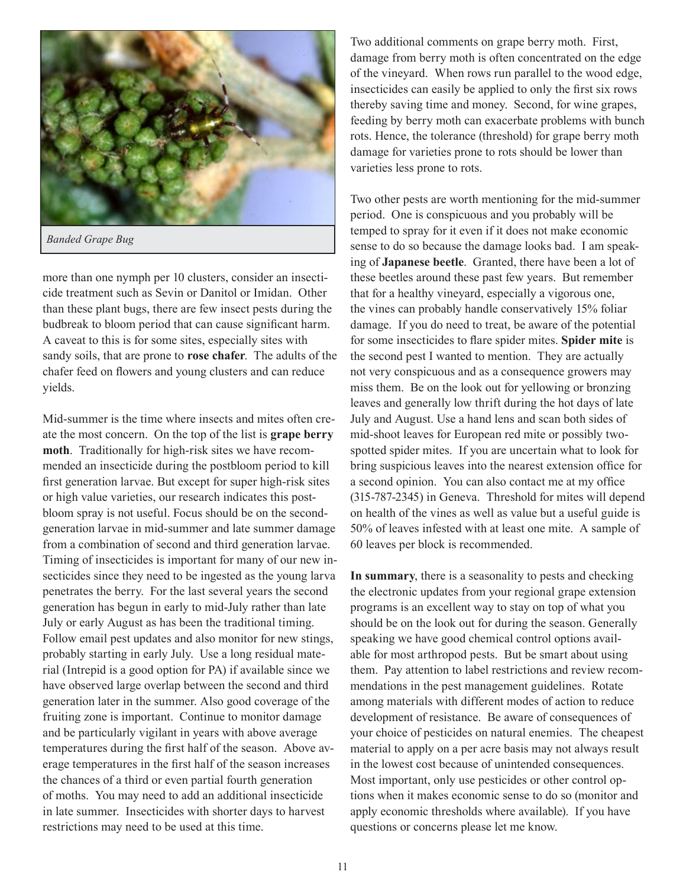*Banded Grape Bug*

more than one nymph per 10 clusters, consider an insecticide treatment such as Sevin or Danitol or Imidan. Other than these plant bugs, there are few insect pests during the budbreak to bloom period that can cause significant harm. A caveat to this is for some sites, especially sites with sandy soils, that are prone to **rose chafer**. The adults of the chafer feed on flowers and young clusters and can reduce yields.

Mid-summer is the time where insects and mites often create the most concern. On the top of the list is **grape berry moth**. Traditionally for high-risk sites we have recommended an insecticide during the postbloom period to kill first generation larvae. But except for super high-risk sites or high value varieties, our research indicates this postbloom spray is not useful. Focus should be on the second-generation larvae in mid-summer and late summer damage from a combination of second and third generation larvae. Timing of insecticides is important for many of our new insecticides since they need to be ingested as the young larva penetrates the berry. For the last several years the second generation has begun in early to mid-July rather than late July or early August as has been the traditional timing. Follow email pest updates and also monitor for new stings, probably starting in early July. Use a long residual material (Intrepid is a good option for PA) if available since we have observed large overlap between the second and third generation later in the summer. Also good coverage of the fruiting zone is important. Continue to monitor damage and be particularly vigilant in years with above average temperatures during the first half of the season. Above average temperatures in the first half of the season increases the chances of a third or even partial fourth generation of moths. You may need to add an additional insecticide in late summer. Insecticides with shorter days to harvest restrictions may need to be used at this time.

Two additional comments on grape berry moth. First, damage from berry moth is often concentrated on the edge of the vineyard. When rows run parallel to the wood edge, insecticides can easily be applied to only the first six rows thereby saving time and money. Second, for wine grapes, feeding by berry moth can exacerbate problems with bunch rots. Hence, the tolerance (threshold) for grape berry moth damage for varieties prone to rots should be lower than varieties less prone to rots.

Two other pests are worth mentioning for the mid-summer period. One is conspicuous and you probably will be temped to spray for it even if it does not make economic sense to do so because the damage looks bad. I am speaking of **Japanese beetle**. Granted, there have been a lot of these beetles around these past few years. But remember that for a healthy vineyard, especially a vigorous one, the vines can probably handle conservatively 15% foliar damage. If you do need to treat, be aware of the potential for some insecticides to flare spider mites. **Spider mite** is the second pest I wanted to mention. They are actually not very conspicuous and as a consequence growers may miss them. Be on the look out for yellowing or bronzing leaves and generally low thrift during the hot days of late July and August. Use a hand lens and scan both sides of mid-shoot leaves for European red mite or possibly two-spotted spider mites. If you are uncertain what to look for bring suspicious leaves into the nearest extension office for a second opinion. You can also contact me at my office (315-787-2345) in Geneva. Threshold for mites will depend on health of the vines as well as value but a useful guide is 50% of leaves infested with at least one mite. A sample of 60 leaves per block is recommended.

**In summary**, there is a seasonality to pests and checking the electronic updates from your regional grape extension programs is an excellent way to stay on top of what you should be on the look out for during the season. Generally speaking we have good chemical control options available for most arthropod pests. But be smart about using them. Pay attention to label restrictions and review recommendations in the pest management guidelines. Rotate among materials with different modes of action to reduce development of resistance. Be aware of consequences of your choice of pesticides on natural enemies. The cheapest material to apply on a per acre basis may not always result in the lowest cost because of unintended consequences. Most important, only use pesticides or other control options when it makes economic sense to do so (monitor and apply economic thresholds where available). If you have questions or concerns please let me know.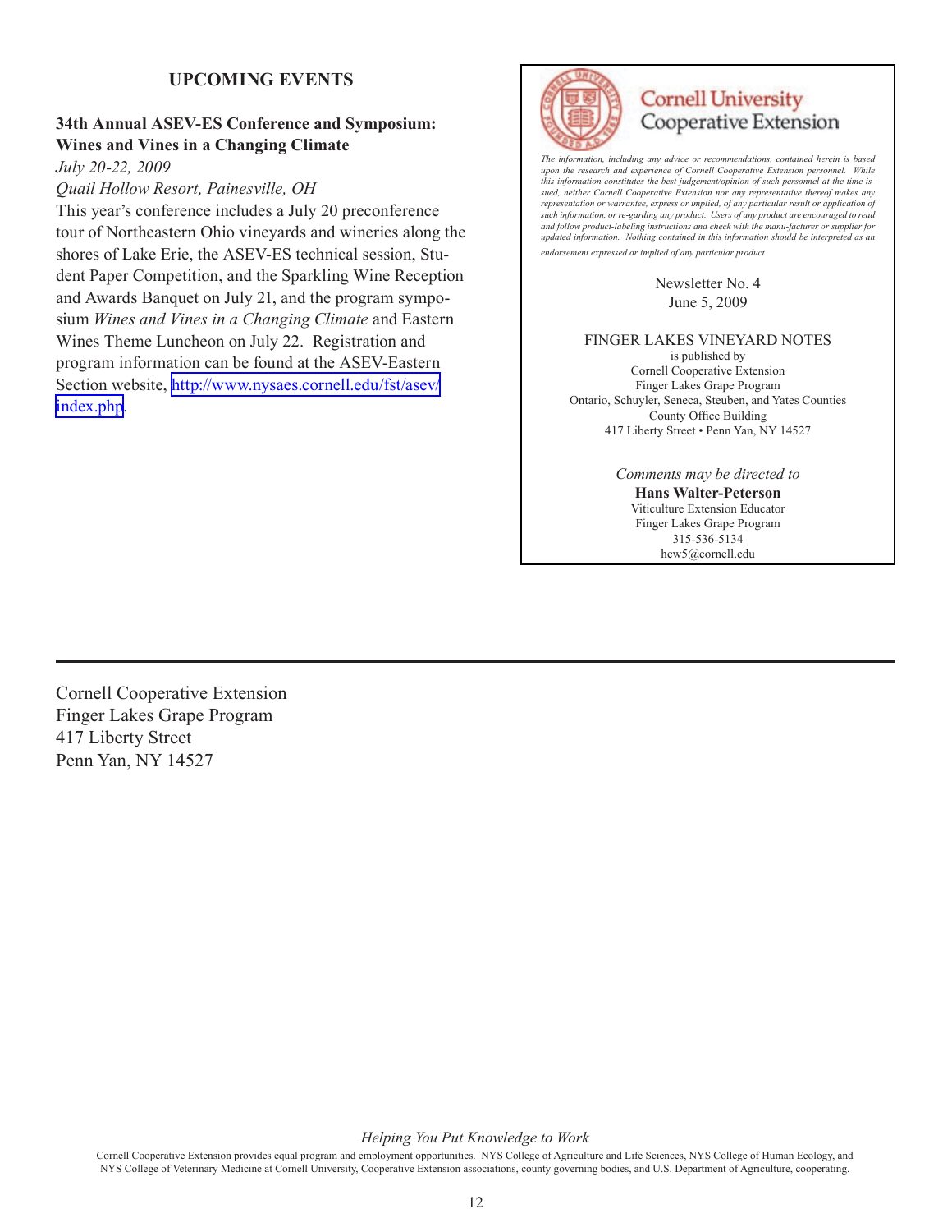## UPCOMING EVENTS

**34th Annual ASEV-ES Conference and Symposium: Wines and Vines in a Changing Climate**

*July 20-22, 2009*

*Quail Hollow Resort, Painesville, OH*

This year's conference includes a July 20 preconference tour of Northeastern Ohio vineyards and wineries along the shores of Lake Erie, the ASEV-ES technical session, Student Paper Competition, and the Sparkling Wine Reception and Awards Banquet on July 21, and the program symposium *Wines and Vines in a Changing Climate* and Eastern Wines Theme Luncheon on July 22. Registration and program information can be found at the ASEV-Eastern Section website, http://www.nysaes.cornell.edu/fst/asev/index.php.

Cornell University Cooperative Extension

*The information, including any advice or recommendations, contained herein is based upon the research and experience of Cornell Cooperative Extension personnel. While this information constitutes the best judgement/opinion of such personnel at the time issued, neither Cornell Cooperative Extension nor any representative thereof makes any representation or warrantee, express or implied, of any particular result or application of such information, or re-garding any product. Users of any product are encouraged to read and follow product-labeling instructions and check with the manu-facturer or supplier for updated information. Nothing contained in this information should be interpreted as an endorsement expressed or implied of any particular product.*

Newsletter No. 4
June 5, 2009

FINGER LAKES VINEYARD NOTES
is published by
Cornell Cooperative Extension
Finger Lakes Grape Program
Ontario, Schuyler, Seneca, Steuben, and Yates Counties
County Office Building
417 Liberty Street • Penn Yan, NY 14527

*Comments may be directed to*
**Hans Walter-Peterson**
Viticulture Extension Educator
Finger Lakes Grape Program
315-536-5134
hcw5@cornell.edu

---

Cornell Cooperative Extension
Finger Lakes Grape Program
417 Liberty Street
Penn Yan, NY 14527

*Helping You Put Knowledge to Work*

Cornell Cooperative Extension provides equal program and employment opportunities. NYS College of Agriculture and Life Sciences, NYS College of Human Ecology, and NYS College of Veterinary Medicine at Cornell University, Cooperative Extension associations, county governing bodies, and U.S. Department of Agriculture, cooperating.